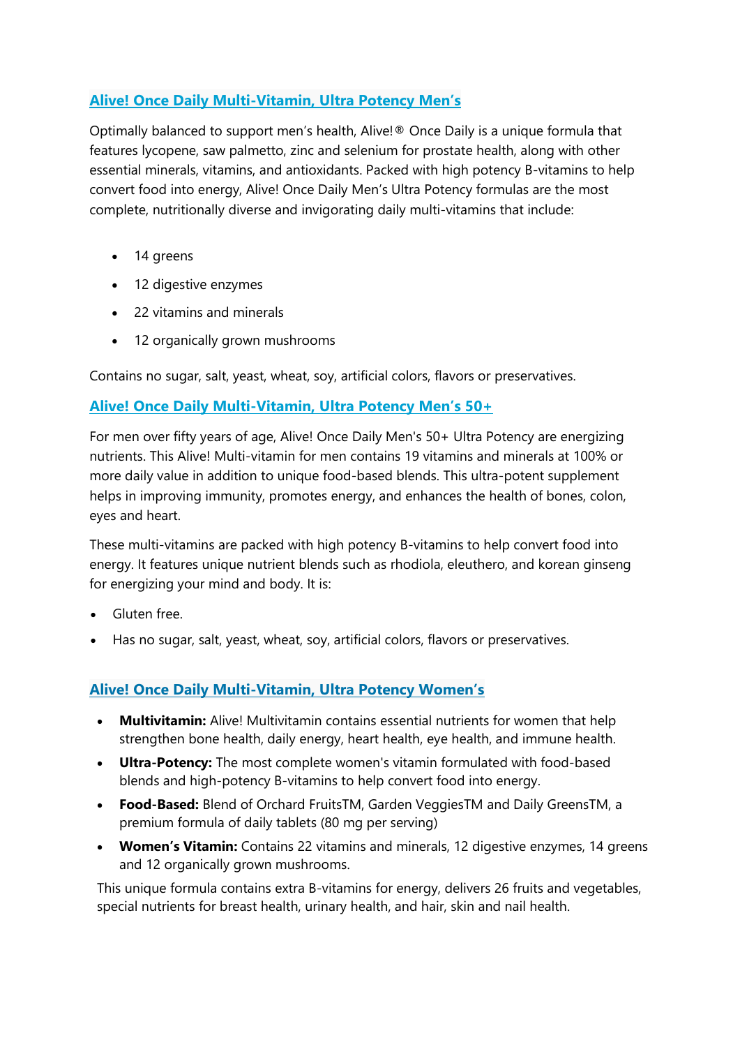## [Alive! Once Daily Multi-Vitamin, Ultra Potency Men's]

Optimally balanced to support men's health, Alive!® Once Daily is a unique formula that features lycopene, saw palmetto, zinc and selenium for prostate health, along with other essential minerals, vitamins, and antioxidants. Packed with high potency B-vitamins to help convert food into energy, Alive! Once Daily Men's Ultra Potency formulas are the most complete, nutritionally diverse and invigorating daily multi-vitamins that include:

- 14 greens
- 12 digestive enzymes
- 22 vitamins and minerals
- 12 organically grown mushrooms

Contains no sugar, salt, yeast, wheat, soy, artificial colors, flavors or preservatives.

## [Alive! Once Daily Multi-Vitamin, Ultra Potency Men's 50+]

For men over fifty years of age, Alive! Once Daily Men's 50+ Ultra Potency are energizing nutrients. This Alive! Multi-vitamin for men contains 19 vitamins and minerals at 100% or more daily value in addition to unique food-based blends. This ultra-potent supplement helps in improving immunity, promotes energy, and enhances the health of bones, colon, eyes and heart.

These multi-vitamins are packed with high potency B-vitamins to help convert food into energy. It features unique nutrient blends such as rhodiola, eleuthero, and korean ginseng for energizing your mind and body. It is:

- Gluten free.
- Has no sugar, salt, yeast, wheat, soy, artificial colors, flavors or preservatives.

## [Alive! Once Daily Multi-Vitamin, Ultra Potency Women's]

- **Multivitamin:** Alive! Multivitamin contains essential nutrients for women that help strengthen bone health, daily energy, heart health, eye health, and immune health.
- **Ultra-Potency:** The most complete women's vitamin formulated with food-based blends and high-potency B-vitamins to help convert food into energy.
- **Food-Based:** Blend of Orchard FruitsTM, Garden VeggiesTM and Daily GreensTM, a premium formula of daily tablets (80 mg per serving)
- **Women's Vitamin:** Contains 22 vitamins and minerals, 12 digestive enzymes, 14 greens and 12 organically grown mushrooms.

This unique formula contains extra B-vitamins for energy, delivers 26 fruits and vegetables, special nutrients for breast health, urinary health, and hair, skin and nail health.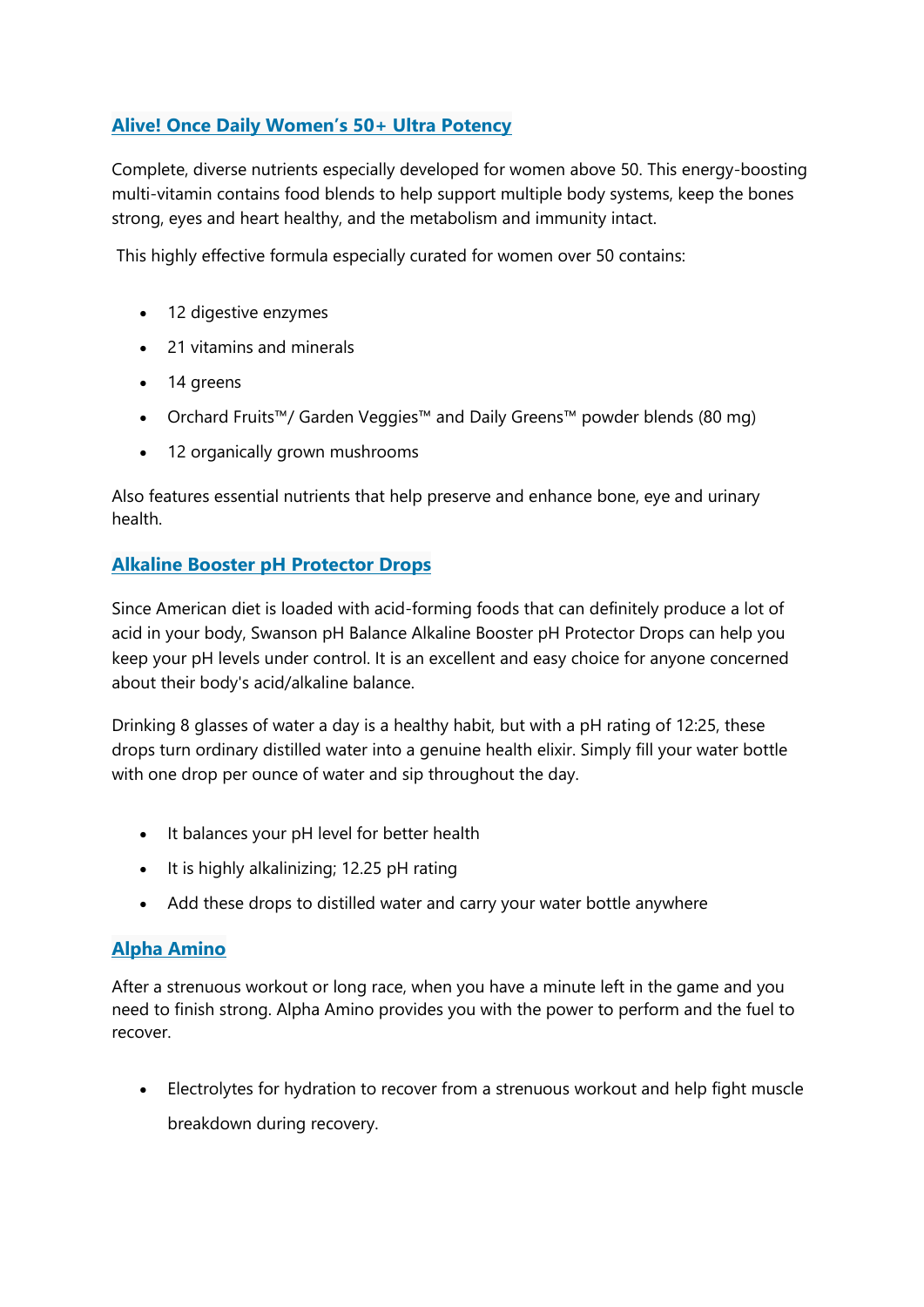## [Alive! Once Daily Women's 50+ Ultra Potency]

Complete, diverse nutrients especially developed for women above 50. This energy-boosting multi-vitamin contains food blends to help support multiple body systems, keep the bones strong, eyes and heart healthy, and the metabolism and immunity intact.

This highly effective formula especially curated for women over 50 contains:

- 12 digestive enzymes
- 21 vitamins and minerals
- 14 greens
- Orchard Fruits™/ Garden Veggies™ and Daily Greens™ powder blends (80 mg)
- 12 organically grown mushrooms

Also features essential nutrients that help preserve and enhance bone, eye and urinary health.

## [Alkaline Booster pH Protector Drops]

Since American diet is loaded with acid-forming foods that can definitely produce a lot of acid in your body, Swanson pH Balance Alkaline Booster pH Protector Drops can help you keep your pH levels under control. It is an excellent and easy choice for anyone concerned about their body's acid/alkaline balance.

Drinking 8 glasses of water a day is a healthy habit, but with a pH rating of 12:25, these drops turn ordinary distilled water into a genuine health elixir. Simply fill your water bottle with one drop per ounce of water and sip throughout the day.

- It balances your pH level for better health
- It is highly alkalinizing; 12.25 pH rating
- Add these drops to distilled water and carry your water bottle anywhere

## [Alpha Amino]

After a strenuous workout or long race, when you have a minute left in the game and you need to finish strong. Alpha Amino provides you with the power to perform and the fuel to recover.

- Electrolytes for hydration to recover from a strenuous workout and help fight muscle breakdown during recovery.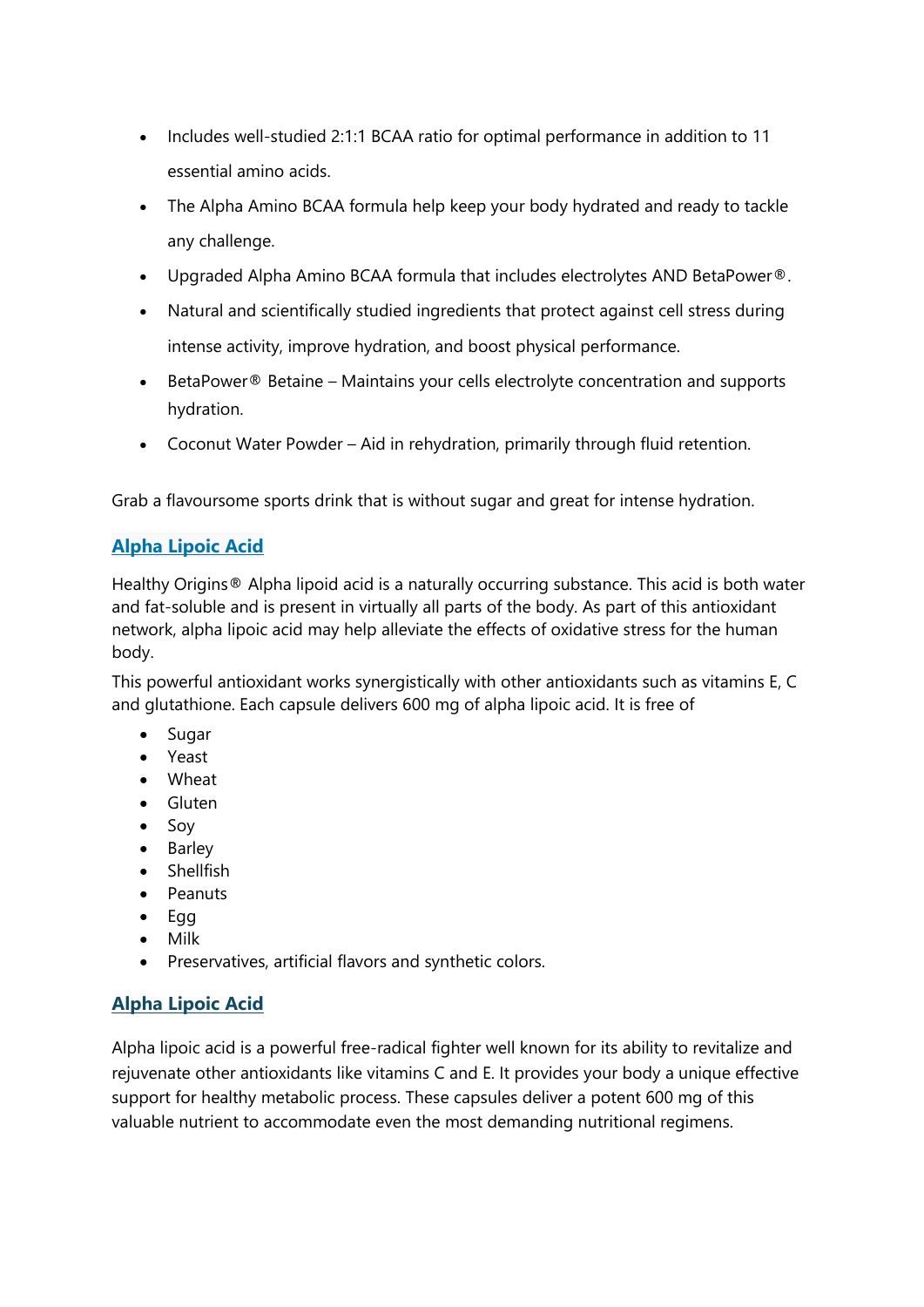- Includes well-studied 2:1:1 BCAA ratio for optimal performance in addition to 11 essential amino acids.
- The Alpha Amino BCAA formula help keep your body hydrated and ready to tackle any challenge.
- Upgraded Alpha Amino BCAA formula that includes electrolytes AND BetaPower®.
- Natural and scientifically studied ingredients that protect against cell stress during intense activity, improve hydration, and boost physical performance.
- BetaPower® Betaine – Maintains your cells electrolyte concentration and supports hydration.
- Coconut Water Powder – Aid in rehydration, primarily through fluid retention.

Grab a flavoursome sports drink that is without sugar and great for intense hydration.

## Alpha Lipoic Acid

Healthy Origins® Alpha lipoid acid is a naturally occurring substance. This acid is both water and fat-soluble and is present in virtually all parts of the body. As part of this antioxidant network, alpha lipoic acid may help alleviate the effects of oxidative stress for the human body.

This powerful antioxidant works synergistically with other antioxidants such as vitamins E, C and glutathione. Each capsule delivers 600 mg of alpha lipoic acid. It is free of

- Sugar
- Yeast
- Wheat
- Gluten
- Soy
- Barley
- Shellfish
- Peanuts
- Egg
- Milk
- Preservatives, artificial flavors and synthetic colors.

## Alpha Lipoic Acid

Alpha lipoic acid is a powerful free-radical fighter well known for its ability to revitalize and rejuvenate other antioxidants like vitamins C and E. It provides your body a unique effective support for healthy metabolic process. These capsules deliver a potent 600 mg of this valuable nutrient to accommodate even the most demanding nutritional regimens.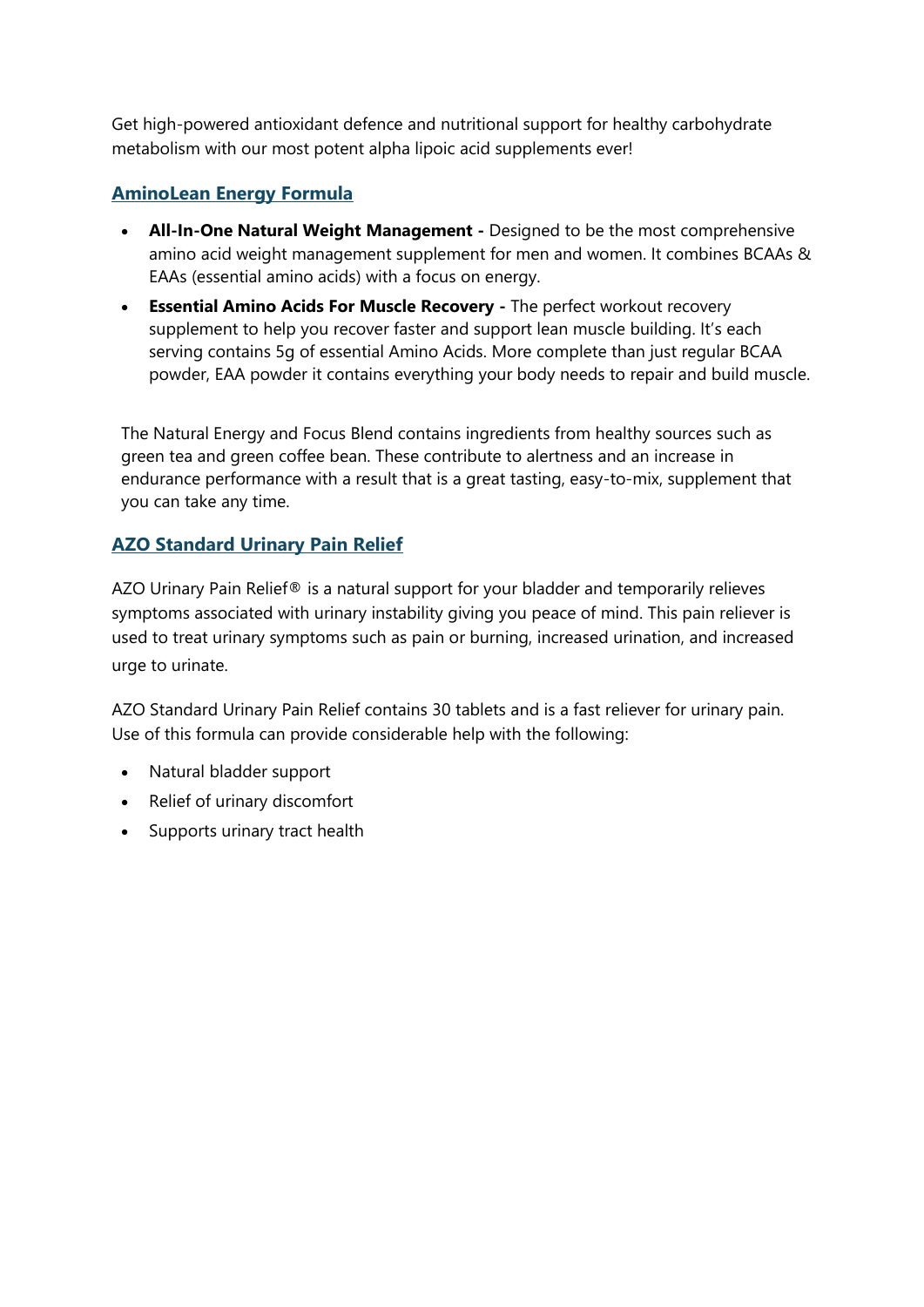Get high-powered antioxidant defence and nutritional support for healthy carbohydrate metabolism with our most potent alpha lipoic acid supplements ever!

## AminoLean Energy Formula

- **All-In-One Natural Weight Management -** Designed to be the most comprehensive amino acid weight management supplement for men and women. It combines BCAAs & EAAs (essential amino acids) with a focus on energy.
- **Essential Amino Acids For Muscle Recovery -** The perfect workout recovery supplement to help you recover faster and support lean muscle building. It's each serving contains 5g of essential Amino Acids. More complete than just regular BCAA powder, EAA powder it contains everything your body needs to repair and build muscle.

The Natural Energy and Focus Blend contains ingredients from healthy sources such as green tea and green coffee bean. These contribute to alertness and an increase in endurance performance with a result that is a great tasting, easy-to-mix, supplement that you can take any time.

## AZO Standard Urinary Pain Relief

AZO Urinary Pain Relief® is a natural support for your bladder and temporarily relieves symptoms associated with urinary instability giving you peace of mind. This pain reliever is used to treat urinary symptoms such as pain or burning, increased urination, and increased urge to urinate.

AZO Standard Urinary Pain Relief contains 30 tablets and is a fast reliever for urinary pain. Use of this formula can provide considerable help with the following:

- Natural bladder support
- Relief of urinary discomfort
- Supports urinary tract health